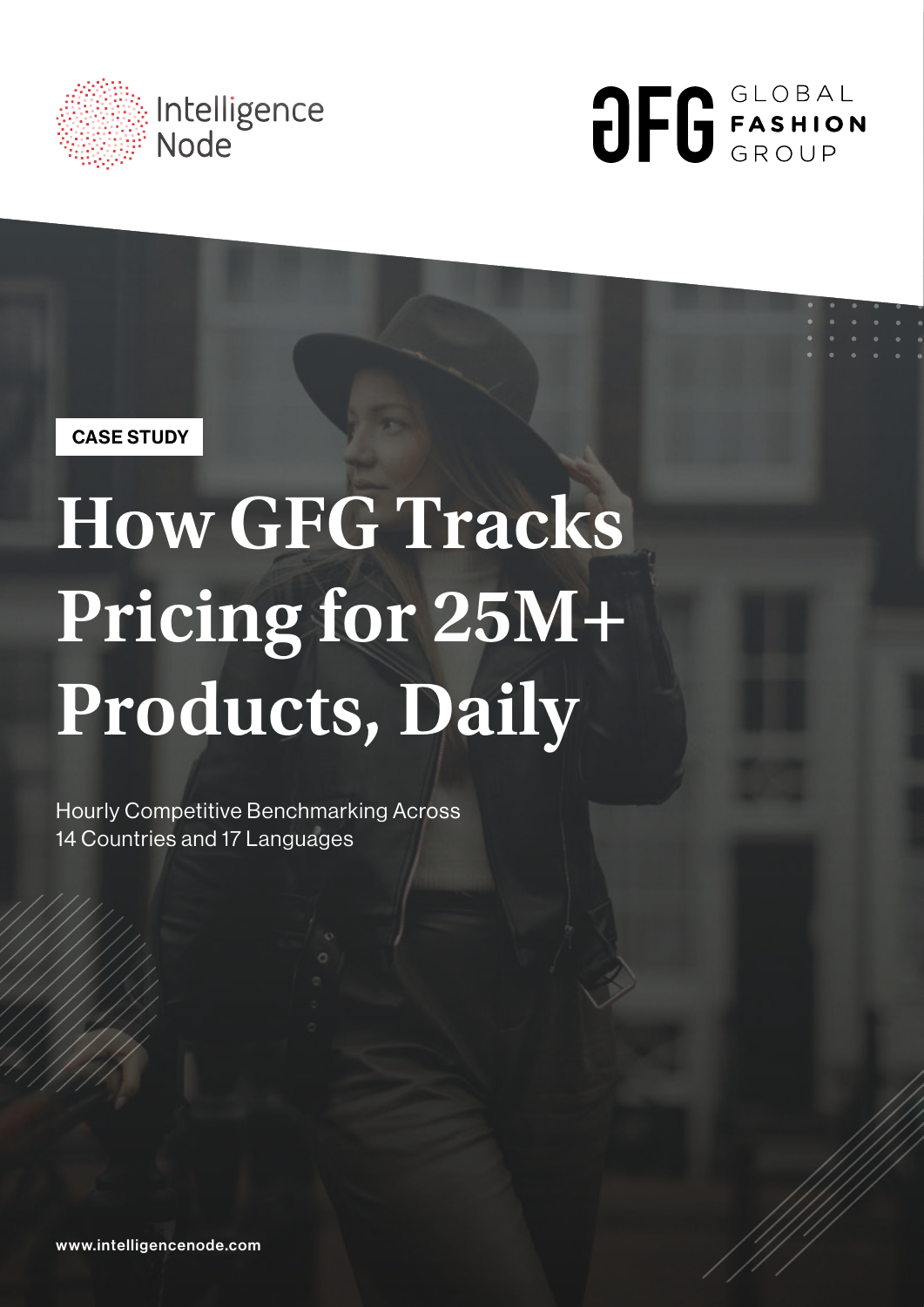Intelligence Node

GFG GLOBAL FASHION GROUP

CASE STUDY

# How GFG Tracks Pricing for 25M+ Products, Daily

Hourly Competitive Benchmarking Across 14 Countries and 17 Languages

www.intelligencenode.com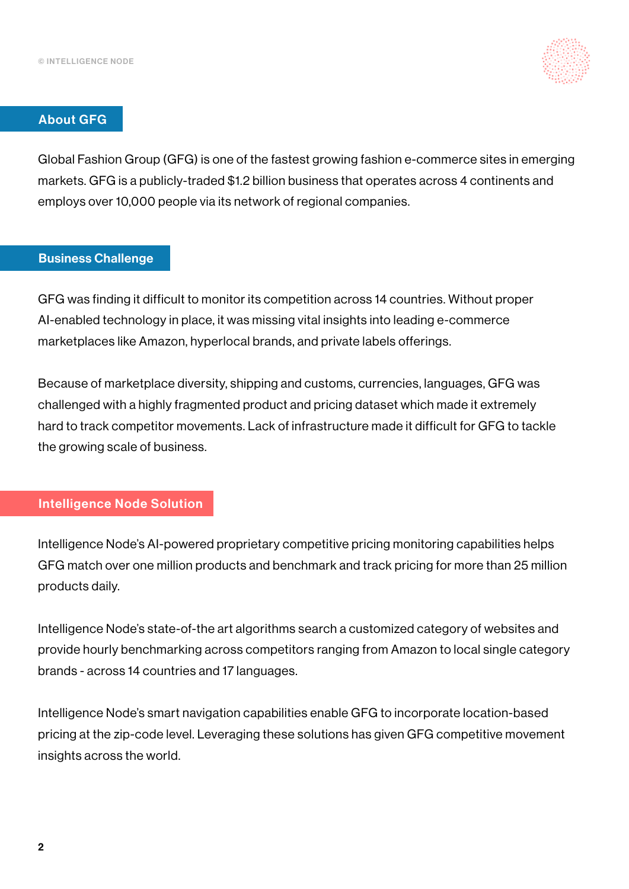## About GFG

Global Fashion Group (GFG) is one of the fastest growing fashion e-commerce sites in emerging markets. GFG is a publicly-traded $1.2 billion business that operates across 4 continents and employs over 10,000 people via its network of regional companies.

## Business Challenge

GFG was finding it difficult to monitor its competition across 14 countries. Without proper AI-enabled technology in place, it was missing vital insights into leading e-commerce marketplaces like Amazon, hyperlocal brands, and private labels offerings.

Because of marketplace diversity, shipping and customs, currencies, languages, GFG was challenged with a highly fragmented product and pricing dataset which made it extremely hard to track competitor movements. Lack of infrastructure made it difficult for GFG to tackle the growing scale of business.

## Intelligence Node Solution

Intelligence Node's AI-powered proprietary competitive pricing monitoring capabilities helps GFG match over one million products and benchmark and track pricing for more than 25 million products daily.

Intelligence Node's state-of-the art algorithms search a customized category of websites and provide hourly benchmarking across competitors ranging from Amazon to local single category brands - across 14 countries and 17 languages.

Intelligence Node's smart navigation capabilities enable GFG to incorporate location-based pricing at the zip-code level. Leveraging these solutions has given GFG competitive movement insights across the world.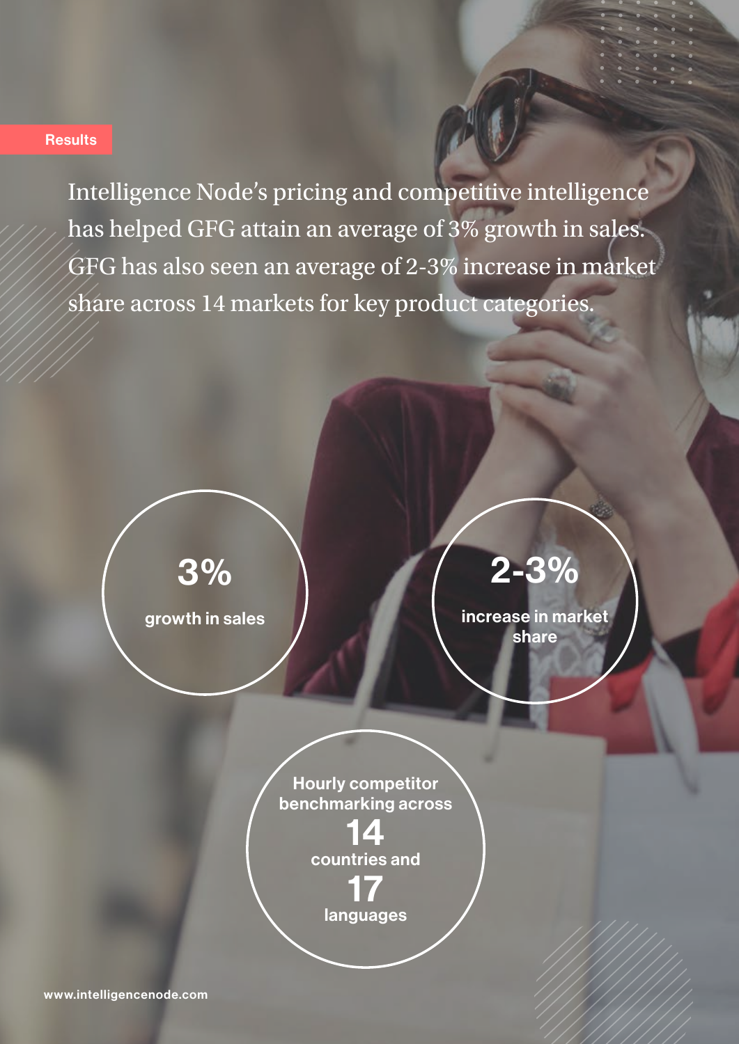## Results

Intelligence Node's pricing and competitive intelligence has helped GFG attain an average of 3% growth in sales. GFG has also seen an average of 2-3% increase in market share across 14 markets for key product categories.

**3%**
growth in sales

**2-3%**
increase in market share

Hourly competitor benchmarking across
**14**
countries and
**17**
languages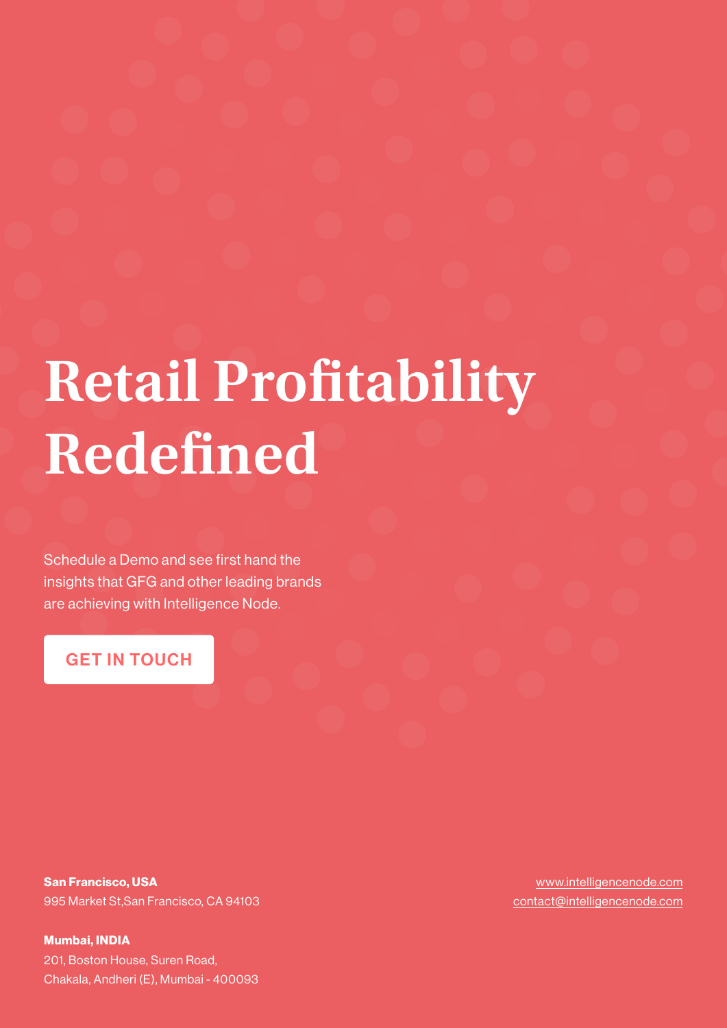# Retail Profitability Redefined

Schedule a Demo and see first hand the insights that GFG and other leading brands are achieving with Intelligence Node.

GET IN TOUCH

**San Francisco, USA**
995 Market St,San Francisco, CA 94103

**Mumbai, INDIA**
201, Boston House, Suren Road,
Chakala, Andheri (E), Mumbai - 400093

www.intelligencenode.com
contact@intelligencenode.com